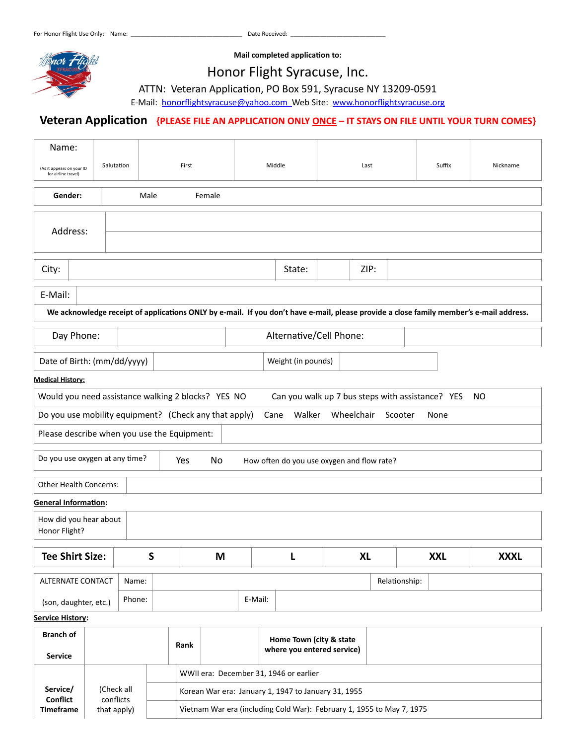For Honor Flight Use Only: Name: ______________________________ Date Received: __________________________

**Mail completed application to:**

# Honor Flight Syracuse, Inc.

ATTN: Veteran Application, PO Box 591, Syracuse NY 13209-0591

E-Mail: honorflightsyracuse@yahoo.com Web Site: www.honorflightsyracuse.org

## Veteran Application **{PLEASE FILE AN APPLICATION ONLY ONCE – IT STAYS ON FILE UNTIL YOUR TURN COMES}**

| Name: (As it appears on your ID for airline travel) | Salutation | First | Middle | Last | Suffix | Nickname |
|---|---|---|---|---|---|---|

| **Gender:** | Male | Female |
|---|---|---|

| Address: | |
|---|---|
| | |

| City: | | State: | | ZIP: | |
|---|---|---|---|---|---|

| E-Mail: | |
|---|---|

**We acknowledge receipt of applications ONLY by e-mail. If you don't have e-mail, please provide a close family member's e-mail address.**

| Day Phone: | | Alternative/Cell Phone: | |
|---|---|---|---|

| Date of Birth: (mm/dd/yyyy) | | Weight (in pounds) | |
|---|---|---|---|

**Medical History:**

| | |
|---|---|
| Would you need assistance walking 2 blocks? YES NO | Can you walk up 7 bus steps with assistance? YES NO |
| Do you use mobility equipment? (Check any that apply) | Cane Walker Wheelchair Scooter None |
| Please describe when you use the Equipment: | |

| Do you use oxygen at any time? | Yes No | How often do you use oxygen and flow rate? |
|---|---|---|

| Other Health Concerns: | |
|---|---|

**General Information:**

| How did you hear about Honor Flight? | |
|---|---|

| **Tee Shirt Size:** | **S** | **M** | **L** | **XL** | **XXL** | **XXXL** |
|---|---|---|---|---|---|---|

| ALTERNATE CONTACT | Name: | | Relationship: | |
|---|---|---|---|---|
| (son, daughter, etc.) | Phone: | | E-Mail: | |

**Service History:**

| **Branch of Service** | | **Rank** | | **Home Town (city & state where you entered service)** | |
|---|---|---|---|---|---|

| **Service/ Conflict Timeframe** | (Check all conflicts that apply) | | |
|---|---|---|---|
| | | | WWII era: December 31, 1946 or earlier |
| | | | Korean War era: January 1, 1947 to January 31, 1955 |
| | | | Vietnam War era (including Cold War): February 1, 1955 to May 7, 1975 |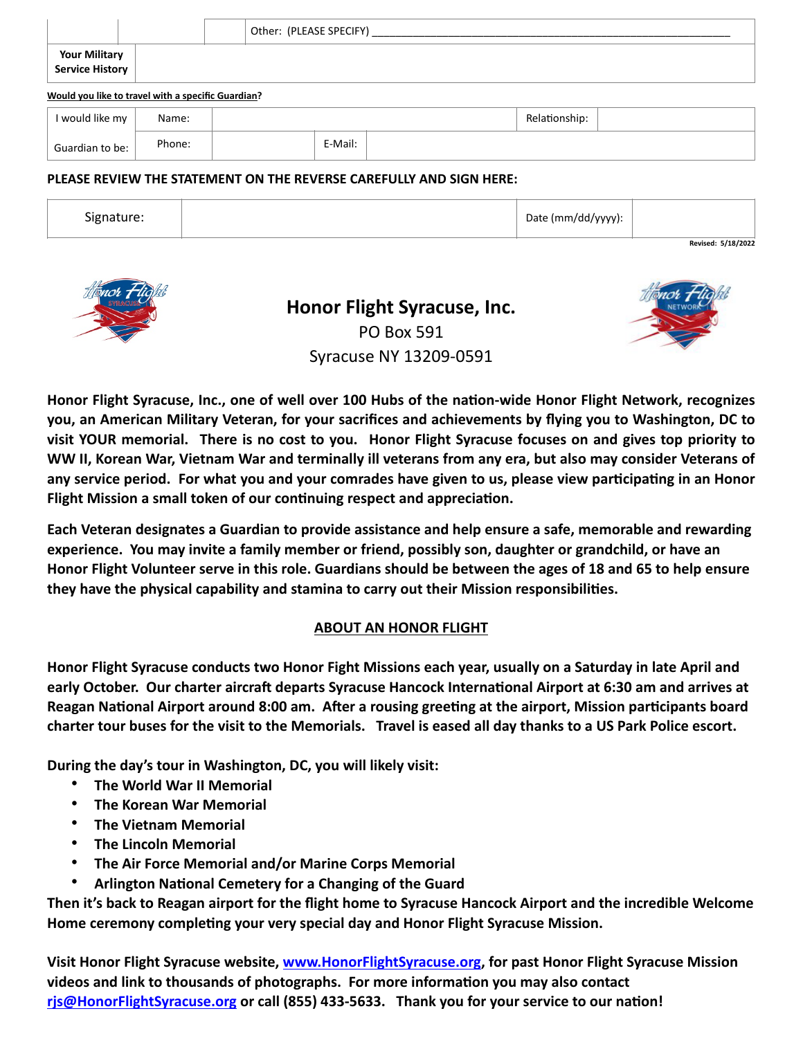| | | | Other: (PLEASE SPECIFY) ____________________________________________ |
|---|---|---|---|
| **Your Military Service History** | | | |

**Would you like to travel with a specific Guardian?**

| I would like my Guardian to be: | Name: | | | Relationship: | |
|---|---|---|---|---|---|
| | Phone: | | E-Mail: | | |

**PLEASE REVIEW THE STATEMENT ON THE REVERSE CAREFULLY AND SIGN HERE:**

| Signature: | | Date (mm/dd/yyyy): | |
|---|---|---|---|

**Revised: 5/18/2022**

## Honor Flight Syracuse, Inc.

PO Box 591
Syracuse NY 13209-0591

**Honor Flight Syracuse, Inc., one of well over 100 Hubs of the nation-wide Honor Flight Network, recognizes you, an American Military Veteran, for your sacrifices and achievements by flying you to Washington, DC to visit YOUR memorial. There is no cost to you. Honor Flight Syracuse focuses on and gives top priority to WW II, Korean War, Vietnam War and terminally ill veterans from any era, but also may consider Veterans of any service period. For what you and your comrades have given to us, please view participating in an Honor Flight Mission a small token of our continuing respect and appreciation.**

**Each Veteran designates a Guardian to provide assistance and help ensure a safe, memorable and rewarding experience. You may invite a family member or friend, possibly son, daughter or grandchild, or have an Honor Flight Volunteer serve in this role. Guardians should be between the ages of 18 and 65 to help ensure they have the physical capability and stamina to carry out their Mission responsibilities.**

## ABOUT AN HONOR FLIGHT

**Honor Flight Syracuse conducts two Honor Fight Missions each year, usually on a Saturday in late April and early October. Our charter aircraft departs Syracuse Hancock International Airport at 6:30 am and arrives at Reagan National Airport around 8:00 am. After a rousing greeting at the airport, Mission participants board charter tour buses for the visit to the Memorials. Travel is eased all day thanks to a US Park Police escort.**

**During the day's tour in Washington, DC, you will likely visit:**

- **The World War II Memorial**
- **The Korean War Memorial**
- **The Vietnam Memorial**
- **The Lincoln Memorial**
- **The Air Force Memorial and/or Marine Corps Memorial**
- **Arlington National Cemetery for a Changing of the Guard**

**Then it's back to Reagan airport for the flight home to Syracuse Hancock Airport and the incredible Welcome Home ceremony completing your very special day and Honor Flight Syracuse Mission.**

**Visit Honor Flight Syracuse website, [www.HonorFlightSyracuse.org](http://www.HonorFlightSyracuse.org), for past Honor Flight Syracuse Mission videos and link to thousands of photographs. For more information you may also contact [rjs@HonorFlightSyracuse.org](mailto:rjs@HonorFlightSyracuse.org) or call (855) 433-5633. Thank you for your service to our nation!**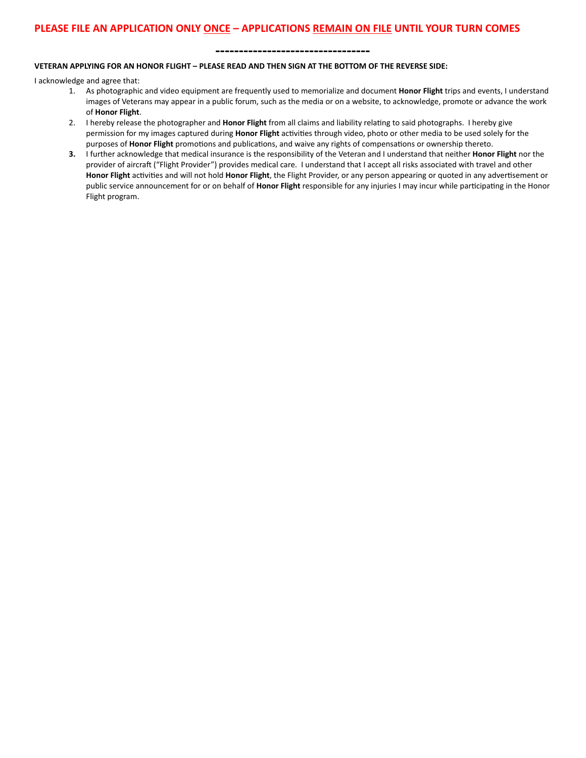**PLEASE FILE AN APPLICATION ONLY <u>ONCE</u> – APPLICATIONS <u>REMAIN ON FILE</u> UNTIL YOUR TURN COMES**

---

**VETERAN APPLYING FOR AN HONOR FLIGHT – PLEASE READ AND THEN SIGN AT THE BOTTOM OF THE REVERSE SIDE:**

I acknowledge and agree that:

1. As photographic and video equipment are frequently used to memorialize and document **Honor Flight** trips and events, I understand images of Veterans may appear in a public forum, such as the media or on a website, to acknowledge, promote or advance the work of **Honor Flight**.
2. I hereby release the photographer and **Honor Flight** from all claims and liability relating to said photographs. I hereby give permission for my images captured during **Honor Flight** activities through video, photo or other media to be used solely for the purposes of **Honor Flight** promotions and publications, and waive any rights of compensations or ownership thereto.
3. I further acknowledge that medical insurance is the responsibility of the Veteran and I understand that neither **Honor Flight** nor the provider of aircraft ("Flight Provider") provides medical care. I understand that I accept all risks associated with travel and other **Honor Flight** activities and will not hold **Honor Flight**, the Flight Provider, or any person appearing or quoted in any advertisement or public service announcement for or on behalf of **Honor Flight** responsible for any injuries I may incur while participating in the Honor Flight program.